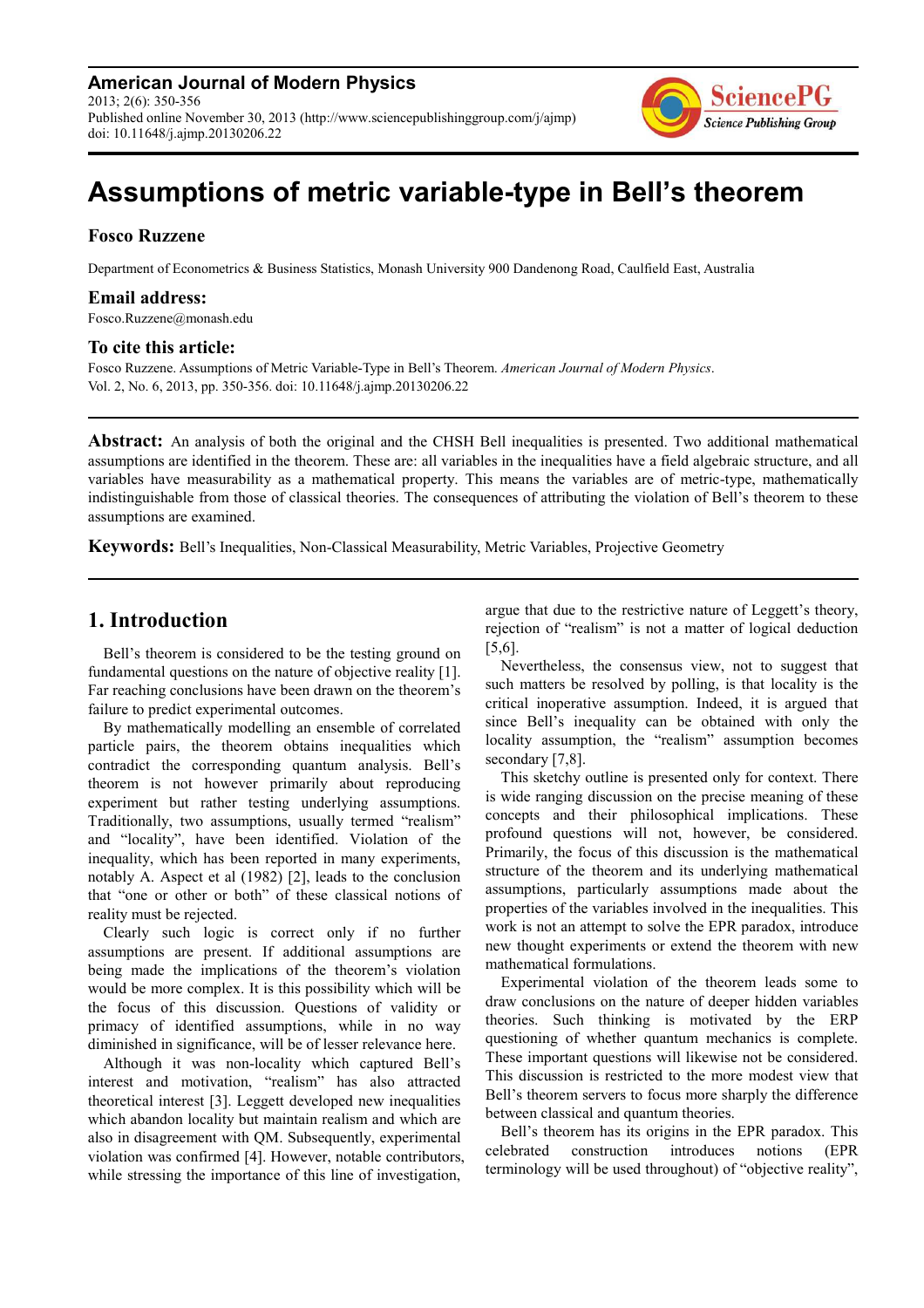# Assumptions of metric variable-type in Bell's theorem

**Fosco Ruzzene**

Department of Econometrics & Business Statistics, Monash University 900 Dandenong Road, Caulfield East, Australia

**Email address:**

Fosco.Ruzzene@monash.edu

**To cite this article:**

Fosco Ruzzene. Assumptions of Metric Variable-Type in Bell's Theorem. *American Journal of Modern Physics*. Vol. 2, No. 6, 2013, pp. 350-356. doi: 10.11648/j.ajmp.20130206.22

---

**Abstract:** An analysis of both the original and the CHSH Bell inequalities is presented. Two additional mathematical assumptions are identified in the theorem. These are: all variables in the inequalities have a field algebraic structure, and all variables have measurability as a mathematical property. This means the variables are of metric-type, mathematically indistinguishable from those of classical theories. The consequences of attributing the violation of Bell's theorem to these assumptions are examined.

**Keywords:** Bell's Inequalities, Non-Classical Measurability, Metric Variables, Projective Geometry

---

## 1. Introduction

Bell's theorem is considered to be the testing ground on fundamental questions on the nature of objective reality [1]. Far reaching conclusions have been drawn on the theorem's failure to predict experimental outcomes.

By mathematically modelling an ensemble of correlated particle pairs, the theorem obtains inequalities which contradict the corresponding quantum analysis. Bell's theorem is not however primarily about reproducing experiment but rather testing underlying assumptions. Traditionally, two assumptions, usually termed "realism" and "locality", have been identified. Violation of the inequality, which has been reported in many experiments, notably A. Aspect et al (1982) [2], leads to the conclusion that "one or other or both" of these classical notions of reality must be rejected.

Clearly such logic is correct only if no further assumptions are present. If additional assumptions are being made the implications of the theorem's violation would be more complex. It is this possibility which will be the focus of this discussion. Questions of validity or primacy of identified assumptions, while in no way diminished in significance, will be of lesser relevance here.

Although it was non-locality which captured Bell's interest and motivation, "realism" has also attracted theoretical interest [3]. Leggett developed new inequalities which abandon locality but maintain realism and which are also in disagreement with QM. Subsequently, experimental violation was confirmed [4]. However, notable contributors, while stressing the importance of this line of investigation, argue that due to the restrictive nature of Leggett's theory, rejection of "realism" is not a matter of logical deduction [5,6].

Nevertheless, the consensus view, not to suggest that such matters be resolved by polling, is that locality is the critical inoperative assumption. Indeed, it is argued that since Bell's inequality can be obtained with only the locality assumption, the "realism" assumption becomes secondary [7,8].

This sketchy outline is presented only for context. There is wide ranging discussion on the precise meaning of these concepts and their philosophical implications. These profound questions will not, however, be considered. Primarily, the focus of this discussion is the mathematical structure of the theorem and its underlying mathematical assumptions, particularly assumptions made about the properties of the variables involved in the inequalities. This work is not an attempt to solve the EPR paradox, introduce new thought experiments or extend the theorem with new mathematical formulations.

Experimental violation of the theorem leads some to draw conclusions on the nature of deeper hidden variables theories. Such thinking is motivated by the ERP questioning of whether quantum mechanics is complete. These important questions will likewise not be considered. This discussion is restricted to the more modest view that Bell's theorem servers to focus more sharply the difference between classical and quantum theories.

Bell's theorem has its origins in the EPR paradox. This celebrated construction introduces notions (EPR terminology will be used throughout) of "objective reality",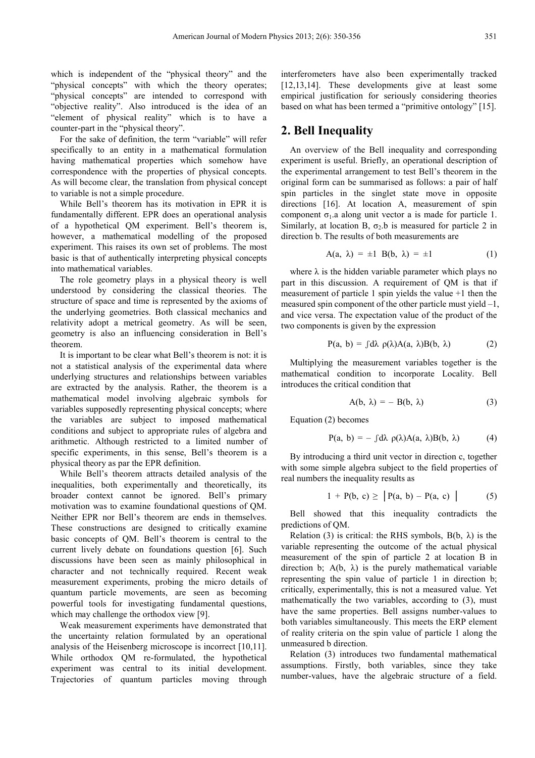which is independent of the "physical theory" and the "physical concepts" with which the theory operates; "physical concepts" are intended to correspond with "objective reality". Also introduced is the idea of an "element of physical reality" which is to have a counter-part in the "physical theory".

For the sake of definition, the term "variable" will refer specifically to an entity in a mathematical formulation having mathematical properties which somehow have correspondence with the properties of physical concepts. As will become clear, the translation from physical concept to variable is not a simple procedure.

While Bell's theorem has its motivation in EPR it is fundamentally different. EPR does an operational analysis of a hypothetical QM experiment. Bell's theorem is, however, a mathematical modelling of the proposed experiment. This raises its own set of problems. The most basic is that of authentically interpreting physical concepts into mathematical variables.

The role geometry plays in a physical theory is well understood by considering the classical theories. The structure of space and time is represented by the axioms of the underlying geometries. Both classical mechanics and relativity adopt a metrical geometry. As will be seen, geometry is also an influencing consideration in Bell's theorem.

It is important to be clear what Bell's theorem is not: it is not a statistical analysis of the experimental data where underlying structures and relationships between variables are extracted by the analysis. Rather, the theorem is a mathematical model involving algebraic symbols for variables supposedly representing physical concepts; where the variables are subject to imposed mathematical conditions and subject to appropriate rules of algebra and arithmetic. Although restricted to a limited number of specific experiments, in this sense, Bell's theorem is a physical theory as par the EPR definition.

While Bell's theorem attracts detailed analysis of the inequalities, both experimentally and theoretically, its broader context cannot be ignored. Bell's primary motivation was to examine foundational questions of QM. Neither EPR nor Bell's theorem are ends in themselves. These constructions are designed to critically examine basic concepts of QM. Bell's theorem is central to the current lively debate on foundations question [6]. Such discussions have been seen as mainly philosophical in character and not technically required. Recent weak measurement experiments, probing the micro details of quantum particle movements, are seen as becoming powerful tools for investigating fundamental questions, which may challenge the orthodox view [9].

Weak measurement experiments have demonstrated that the uncertainty relation formulated by an operational analysis of the Heisenberg microscope is incorrect [10,11]. While orthodox QM re-formulated, the hypothetical experiment was central to its initial development. Trajectories of quantum particles moving through interferometers have also been experimentally tracked [12,13,14]. These developments give at least some empirical justification for seriously considering theories based on what has been termed a "primitive ontology" [15].

## 2. Bell Inequality

An overview of the Bell inequality and corresponding experiment is useful. Briefly, an operational description of the experimental arrangement to test Bell's theorem in the original form can be summarised as follows: a pair of half spin particles in the singlet state move in opposite directions [16]. At location A, measurement of spin component $\sigma_1.a$ along unit vector a is made for particle 1. Similarly, at location B, $\sigma_2.b$ is measured for particle 2 in direction b. The results of both measurements are

$$A(a,\ \lambda) = \pm 1 \quad B(b,\ \lambda) = \pm 1 \tag{1}$$

where $\lambda$ is the hidden variable parameter which plays no part in this discussion. A requirement of QM is that if measurement of particle 1 spin yields the value +1 then the measured spin component of the other particle must yield –1, and vice versa. The expectation value of the product of the two components is given by the expression

$$P(a,\ b) = \int d\lambda\ \rho(\lambda)A(a,\ \lambda)B(b,\ \lambda) \tag{2}$$

Multiplying the measurement variables together is the mathematical condition to incorporate Locality. Bell introduces the critical condition that

$$A(b,\ \lambda) = -\ B(b,\ \lambda) \tag{3}$$

Equation (2) becomes

$$P(a,\ b) = -\int d\lambda\ \rho(\lambda)A(a,\ \lambda)B(b,\ \lambda) \tag{4}$$

By introducing a third unit vector in direction c, together with some simple algebra subject to the field properties of real numbers the inequality results as

$$1 + P(b,\ c) \geq \left| P(a,\ b) - P(a,\ c) \right| \tag{5}$$

Bell showed that this inequality contradicts the predictions of QM.

Relation (3) is critical: the RHS symbols, $B(b, \lambda)$ is the variable representing the outcome of the actual physical measurement of the spin of particle 2 at location B in direction b; $A(b, \lambda)$ is the purely mathematical variable representing the spin value of particle 1 in direction b; critically, experimentally, this is not a measured value. Yet mathematically the two variables, according to (3), must have the same properties. Bell assigns number-values to both variables simultaneously. This meets the ERP element of reality criteria on the spin value of particle 1 along the unmeasured b direction.

Relation (3) introduces two fundamental mathematical assumptions. Firstly, both variables, since they take number-values, have the algebraic structure of a field.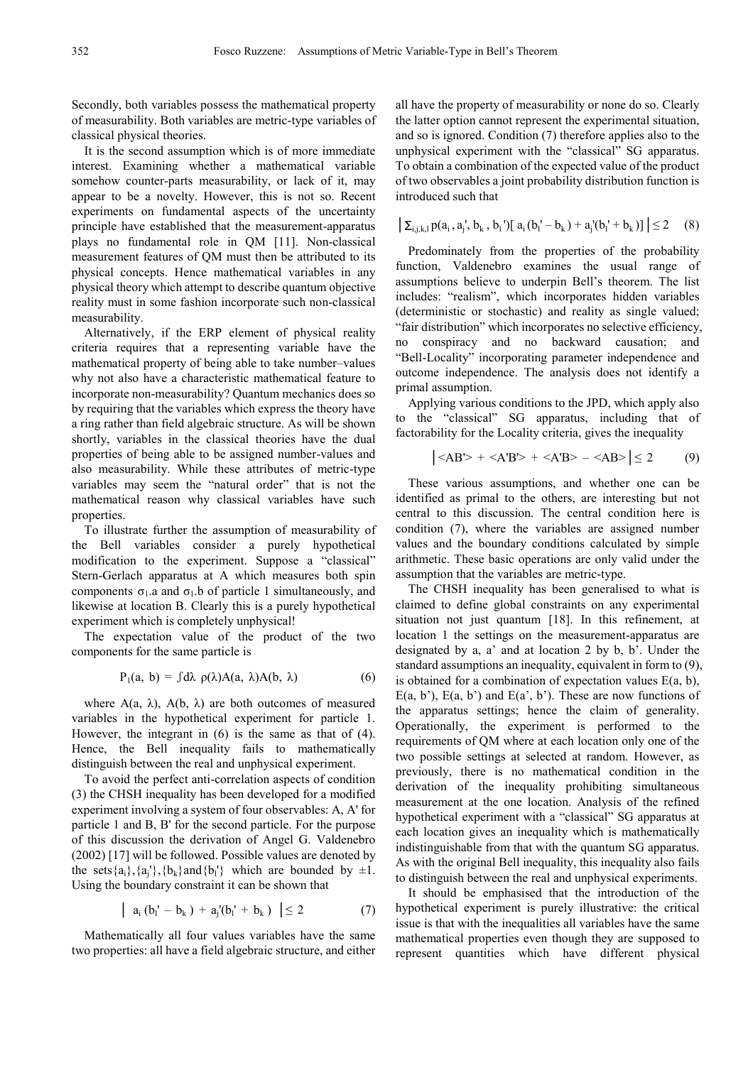Secondly, both variables possess the mathematical property of measurability. Both variables are metric-type variables of classical physical theories.

It is the second assumption which is of more immediate interest. Examining whether a mathematical variable somehow counter-parts measurability, or lack of it, may appear to be a novelty. However, this is not so. Recent experiments on fundamental aspects of the uncertainty principle have established that the measurement-apparatus plays no fundamental role in QM [11]. Non-classical measurement features of QM must then be attributed to its physical concepts. Hence mathematical variables in any physical theory which attempt to describe quantum objective reality must in some fashion incorporate such non-classical measurability.

Alternatively, if the ERP element of physical reality criteria requires that a representing variable have the mathematical property of being able to take number–values why not also have a characteristic mathematical feature to incorporate non-measurability? Quantum mechanics does so by requiring that the variables which express the theory have a ring rather than field algebraic structure. As will be shown shortly, variables in the classical theories have the dual properties of being able to be assigned number-values and also measurability. While these attributes of metric-type variables may seem the "natural order" that is not the mathematical reason why classical variables have such properties.

To illustrate further the assumption of measurability of the Bell variables consider a purely hypothetical modification to the experiment. Suppose a "classical" Stern-Gerlach apparatus at A which measures both spin components $\sigma_1.a$ and $\sigma_1.b$ of particle 1 simultaneously, and likewise at location B. Clearly this is a purely hypothetical experiment which is completely unphysical!

The expectation value of the product of the two components for the same particle is

$$P_1(a,\ b) = \int d\lambda\ \rho(\lambda)A(a,\ \lambda)A(b,\ \lambda) \tag{6}$$

where $A(a, \lambda)$, $A(b, \lambda)$ are both outcomes of measured variables in the hypothetical experiment for particle 1. However, the integrant in (6) is the same as that of (4). Hence, the Bell inequality fails to mathematically distinguish between the real and unphysical experiment.

To avoid the perfect anti-correlation aspects of condition (3) the CHSH inequality has been developed for a modified experiment involving a system of four observables: A, A' for particle 1 and B, B' for the second particle. For the purpose of this discussion the derivation of Angel G. Valdenebro (2002) [17] will be followed. Possible values are denoted by the sets $\{a_i\}, \{a_j'\}, \{b_k\}$ and $\{b_l'\}$ which are bounded by $\pm 1$. Using the boundary constraint it can be shown that

$$\left|\ a_i\,(b_l' - b_k) + a_j'(b_l' + b_k)\ \right| \le 2 \tag{7}$$

Mathematically all four values variables have the same two properties: all have a field algebraic structure, and either all have the property of measurability or none do so. Clearly the latter option cannot represent the experimental situation, and so is ignored. Condition (7) therefore applies also to the unphysical experiment with the "classical" SG apparatus. To obtain a combination of the expected value of the product of two observables a joint probability distribution function is introduced such that

$$\left|\ \Sigma_{i,j,k,l}\, p(a_i\,, a_j',\, b_k\,, b_l')[\,a_i\,(b_l' - b_k) + a_j'(b_l' + b_k)]\ \right| \le 2 \tag{8}$$

Predominately from the properties of the probability function, Valdenebro examines the usual range of assumptions believe to underpin Bell's theorem. The list includes: "realism", which incorporates hidden variables (deterministic or stochastic) and reality as single valued; "fair distribution" which incorporates no selective efficiency, no conspiracy and no backward causation; and "Bell-Locality" incorporating parameter independence and outcome independence. The analysis does not identify a primal assumption.

Applying various conditions to the JPD, which apply also to the "classical" SG apparatus, including that of factorability for the Locality criteria, gives the inequality

$$\left|\langle AB'\rangle + \langle A'B'\rangle + \langle A'B\rangle - \langle AB\rangle\right| \le 2 \tag{9}$$

These various assumptions, and whether one can be identified as primal to the others, are interesting but not central to this discussion. The central condition here is condition (7), where the variables are assigned number values and the boundary conditions calculated by simple arithmetic. These basic operations are only valid under the assumption that the variables are metric-type.

The CHSH inequality has been generalised to what is claimed to define global constraints on any experimental situation not just quantum [18]. In this refinement, at location 1 the settings on the measurement-apparatus are designated by a, a' and at location 2 by b, b'. Under the standard assumptions an inequality, equivalent in form to (9), is obtained for a combination of expectation values E(a, b), E(a, b'), E(a, b') and E(a', b'). These are now functions of the apparatus settings; hence the claim of generality. Operationally, the experiment is performed to the requirements of QM where at each location only one of the two possible settings at selected at random. However, as previously, there is no mathematical condition in the derivation of the inequality prohibiting simultaneous measurement at the one location. Analysis of the refined hypothetical experiment with a "classical" SG apparatus at each location gives an inequality which is mathematically indistinguishable from that with the quantum SG apparatus. As with the original Bell inequality, this inequality also fails to distinguish between the real and unphysical experiments.

It should be emphasised that the introduction of the hypothetical experiment is purely illustrative: the critical issue is that with the inequalities all variables have the same mathematical properties even though they are supposed to represent quantities which have different physical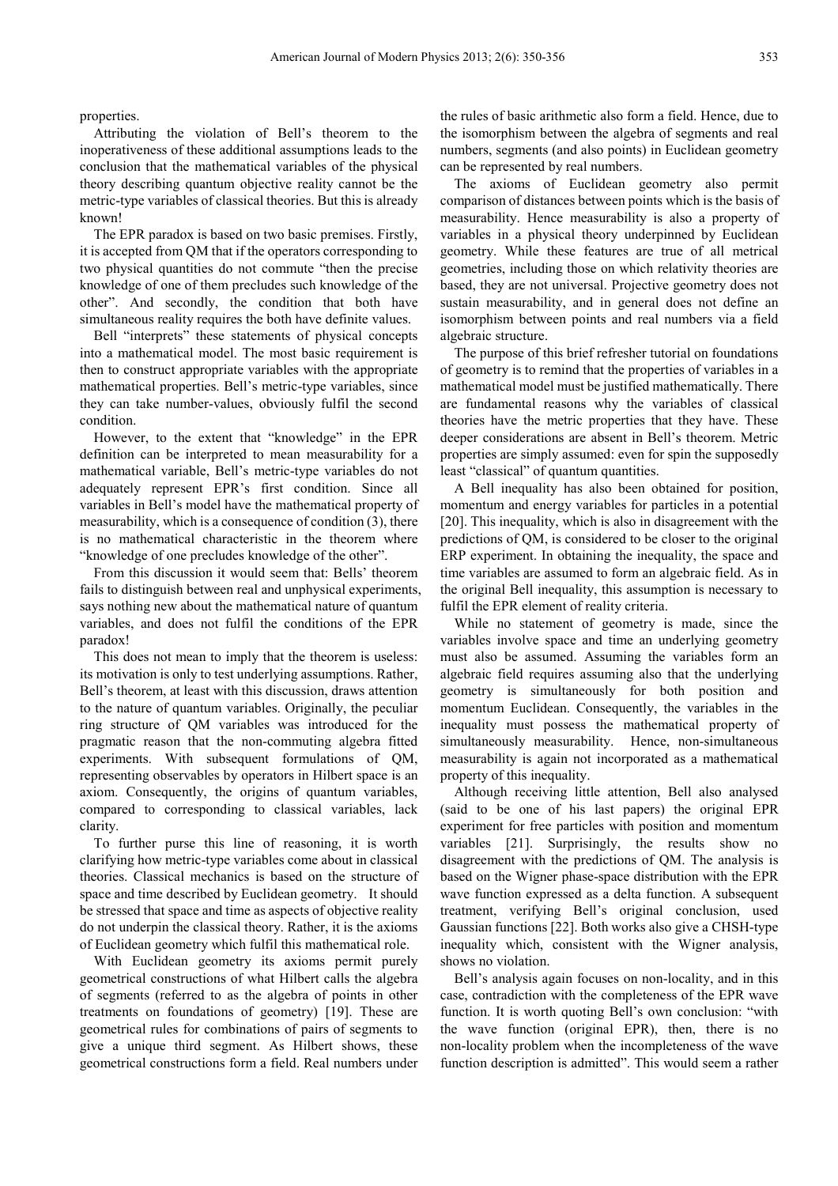properties.

Attributing the violation of Bell's theorem to the inoperativeness of these additional assumptions leads to the conclusion that the mathematical variables of the physical theory describing quantum objective reality cannot be the metric-type variables of classical theories. But this is already known!

The EPR paradox is based on two basic premises. Firstly, it is accepted from QM that if the operators corresponding to two physical quantities do not commute "then the precise knowledge of one of them precludes such knowledge of the other". And secondly, the condition that both have simultaneous reality requires the both have definite values.

Bell "interprets" these statements of physical concepts into a mathematical model. The most basic requirement is then to construct appropriate variables with the appropriate mathematical properties. Bell's metric-type variables, since they can take number-values, obviously fulfil the second condition.

However, to the extent that "knowledge" in the EPR definition can be interpreted to mean measurability for a mathematical variable, Bell's metric-type variables do not adequately represent EPR's first condition. Since all variables in Bell's model have the mathematical property of measurability, which is a consequence of condition (3), there is no mathematical characteristic in the theorem where "knowledge of one precludes knowledge of the other".

From this discussion it would seem that: Bells' theorem fails to distinguish between real and unphysical experiments, says nothing new about the mathematical nature of quantum variables, and does not fulfil the conditions of the EPR paradox!

This does not mean to imply that the theorem is useless: its motivation is only to test underlying assumptions. Rather, Bell's theorem, at least with this discussion, draws attention to the nature of quantum variables. Originally, the peculiar ring structure of QM variables was introduced for the pragmatic reason that the non-commuting algebra fitted experiments. With subsequent formulations of QM, representing observables by operators in Hilbert space is an axiom. Consequently, the origins of quantum variables, compared to corresponding to classical variables, lack clarity.

To further purse this line of reasoning, it is worth clarifying how metric-type variables come about in classical theories. Classical mechanics is based on the structure of space and time described by Euclidean geometry. It should be stressed that space and time as aspects of objective reality do not underpin the classical theory. Rather, it is the axioms of Euclidean geometry which fulfil this mathematical role.

With Euclidean geometry its axioms permit purely geometrical constructions of what Hilbert calls the algebra of segments (referred to as the algebra of points in other treatments on foundations of geometry) [19]. These are geometrical rules for combinations of pairs of segments to give a unique third segment. As Hilbert shows, these geometrical constructions form a field. Real numbers under the rules of basic arithmetic also form a field. Hence, due to the isomorphism between the algebra of segments and real numbers, segments (and also points) in Euclidean geometry can be represented by real numbers.

The axioms of Euclidean geometry also permit comparison of distances between points which is the basis of measurability. Hence measurability is also a property of variables in a physical theory underpinned by Euclidean geometry. While these features are true of all metrical geometries, including those on which relativity theories are based, they are not universal. Projective geometry does not sustain measurability, and in general does not define an isomorphism between points and real numbers via a field algebraic structure.

The purpose of this brief refresher tutorial on foundations of geometry is to remind that the properties of variables in a mathematical model must be justified mathematically. There are fundamental reasons why the variables of classical theories have the metric properties that they have. These deeper considerations are absent in Bell's theorem. Metric properties are simply assumed: even for spin the supposedly least "classical" of quantum quantities.

A Bell inequality has also been obtained for position, momentum and energy variables for particles in a potential [20]. This inequality, which is also in disagreement with the predictions of QM, is considered to be closer to the original ERP experiment. In obtaining the inequality, the space and time variables are assumed to form an algebraic field. As in the original Bell inequality, this assumption is necessary to fulfil the EPR element of reality criteria.

While no statement of geometry is made, since the variables involve space and time an underlying geometry must also be assumed. Assuming the variables form an algebraic field requires assuming also that the underlying geometry is simultaneously for both position and momentum Euclidean. Consequently, the variables in the inequality must possess the mathematical property of simultaneously measurability. Hence, non-simultaneous measurability is again not incorporated as a mathematical property of this inequality.

Although receiving little attention, Bell also analysed (said to be one of his last papers) the original EPR experiment for free particles with position and momentum variables [21]. Surprisingly, the results show no disagreement with the predictions of QM. The analysis is based on the Wigner phase-space distribution with the EPR wave function expressed as a delta function. A subsequent treatment, verifying Bell's original conclusion, used Gaussian functions [22]. Both works also give a CHSH-type inequality which, consistent with the Wigner analysis, shows no violation.

Bell's analysis again focuses on non-locality, and in this case, contradiction with the completeness of the EPR wave function. It is worth quoting Bell's own conclusion: "with the wave function (original EPR), then, there is no non-locality problem when the incompleteness of the wave function description is admitted". This would seem a rather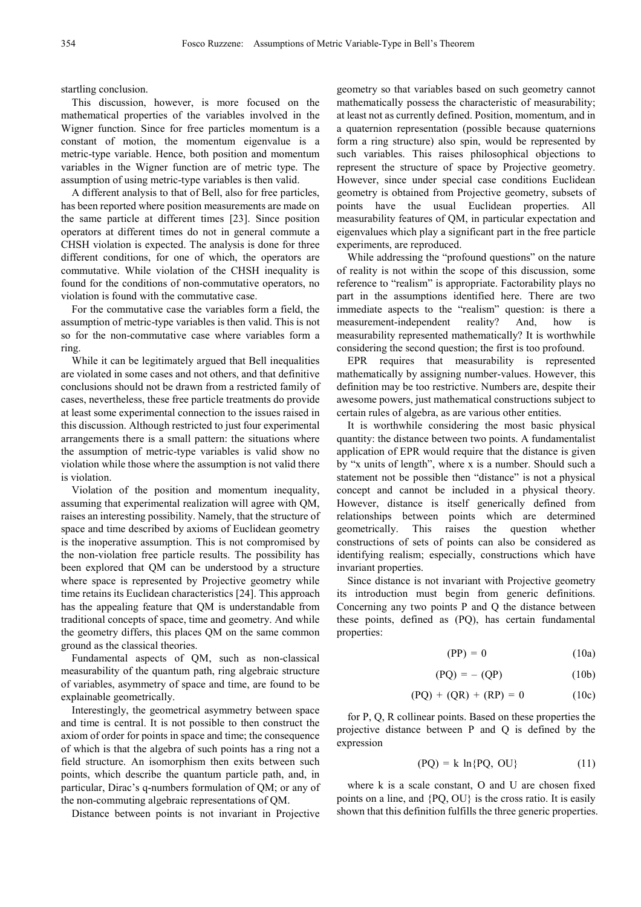startling conclusion.

This discussion, however, is more focused on the mathematical properties of the variables involved in the Wigner function. Since for free particles momentum is a constant of motion, the momentum eigenvalue is a metric-type variable. Hence, both position and momentum variables in the Wigner function are of metric type. The assumption of using metric-type variables is then valid.

A different analysis to that of Bell, also for free particles, has been reported where position measurements are made on the same particle at different times [23]. Since position operators at different times do not in general commute a CHSH violation is expected. The analysis is done for three different conditions, for one of which, the operators are commutative. While violation of the CHSH inequality is found for the conditions of non-commutative operators, no violation is found with the commutative case.

For the commutative case the variables form a field, the assumption of metric-type variables is then valid. This is not so for the non-commutative case where variables form a ring.

While it can be legitimately argued that Bell inequalities are violated in some cases and not others, and that definitive conclusions should not be drawn from a restricted family of cases, nevertheless, these free particle treatments do provide at least some experimental connection to the issues raised in this discussion. Although restricted to just four experimental arrangements there is a small pattern: the situations where the assumption of metric-type variables is valid show no violation while those where the assumption is not valid there is violation.

Violation of the position and momentum inequality, assuming that experimental realization will agree with QM, raises an interesting possibility. Namely, that the structure of space and time described by axioms of Euclidean geometry is the inoperative assumption. This is not compromised by the non-violation free particle results. The possibility has been explored that QM can be understood by a structure where space is represented by Projective geometry while time retains its Euclidean characteristics [24]. This approach has the appealing feature that QM is understandable from traditional concepts of space, time and geometry. And while the geometry differs, this places QM on the same common ground as the classical theories.

Fundamental aspects of QM, such as non-classical measurability of the quantum path, ring algebraic structure of variables, asymmetry of space and time, are found to be explainable geometrically.

Interestingly, the geometrical asymmetry between space and time is central. It is not possible to then construct the axiom of order for points in space and time; the consequence of which is that the algebra of such points has a ring not a field structure. An isomorphism then exits between such points, which describe the quantum particle path, and, in particular, Dirac's q-numbers formulation of QM; or any of the non-commuting algebraic representations of QM.

Distance between points is not invariant in Projective geometry so that variables based on such geometry cannot mathematically possess the characteristic of measurability; at least not as currently defined. Position, momentum, and in a quaternion representation (possible because quaternions form a ring structure) also spin, would be represented by such variables. This raises philosophical objections to represent the structure of space by Projective geometry. However, since under special case conditions Euclidean geometry is obtained from Projective geometry, subsets of points have the usual Euclidean properties. All measurability features of QM, in particular expectation and eigenvalues which play a significant part in the free particle experiments, are reproduced.

While addressing the "profound questions" on the nature of reality is not within the scope of this discussion, some reference to "realism" is appropriate. Factorability plays no part in the assumptions identified here. There are two immediate aspects to the "realism" question: is there a measurement-independent reality? And, how is measurability represented mathematically? It is worthwhile considering the second question; the first is too profound.

EPR requires that measurability is represented mathematically by assigning number-values. However, this definition may be too restrictive. Numbers are, despite their awesome powers, just mathematical constructions subject to certain rules of algebra, as are various other entities.

It is worthwhile considering the most basic physical quantity: the distance between two points. A fundamentalist application of EPR would require that the distance is given by "x units of length", where x is a number. Should such a statement not be possible then "distance" is not a physical concept and cannot be included in a physical theory. However, distance is itself generically defined from relationships between points which are determined geometrically. This raises the question whether constructions of sets of points can also be considered as identifying realism; especially, constructions which have invariant properties.

Since distance is not invariant with Projective geometry its introduction must begin from generic definitions. Concerning any two points P and Q the distance between these points, defined as (PQ), has certain fundamental properties:

$$(PP) = 0 \tag{10a}$$

$$(PQ) = -(QP) \tag{10b}$$

$$(PQ) + (QR) + (RP) = 0 \tag{10c}$$

for P, Q, R collinear points. Based on these properties the projective distance between P and Q is defined by the expression

$$(PQ) = k \ln\{PQ, OU\} \tag{11}$$

where k is a scale constant, O and U are chosen fixed points on a line, and {PQ, OU} is the cross ratio. It is easily shown that this definition fulfills the three generic properties.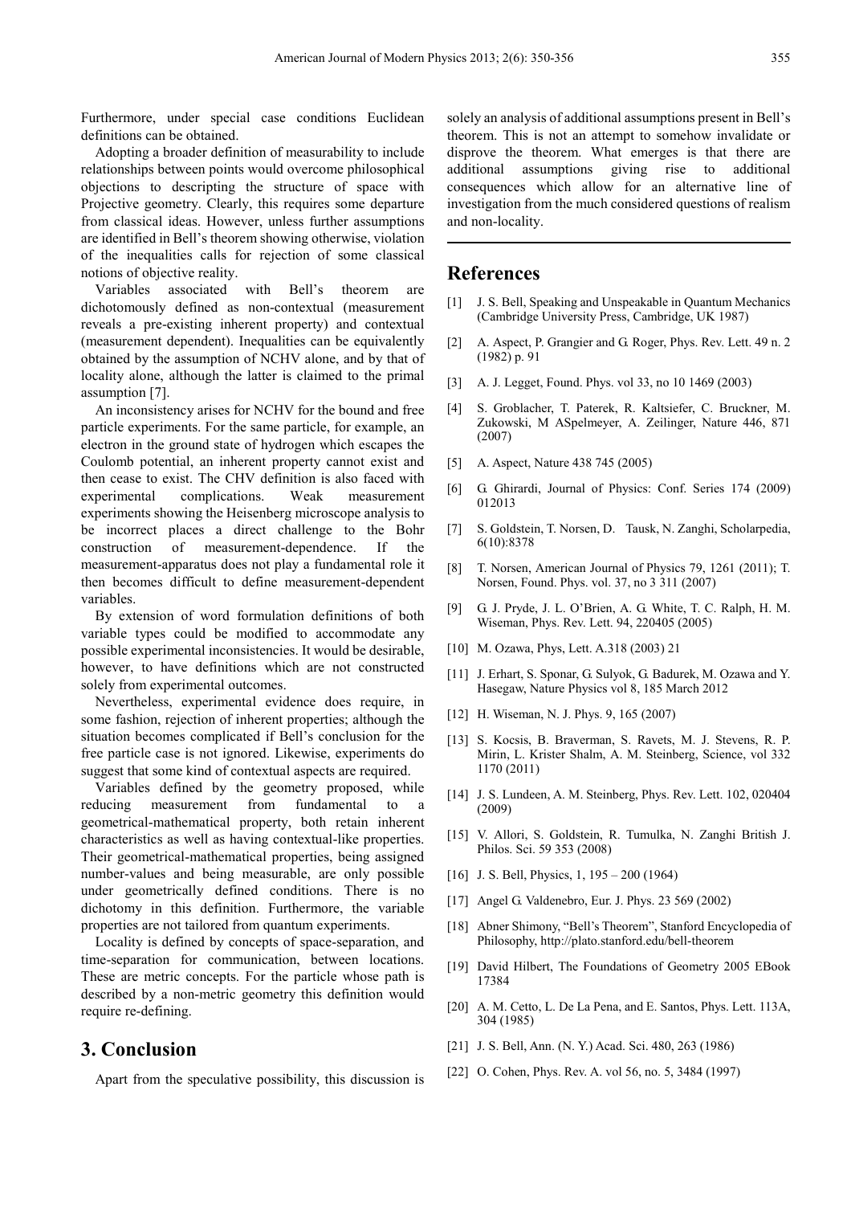Furthermore, under special case conditions Euclidean definitions can be obtained.

Adopting a broader definition of measurability to include relationships between points would overcome philosophical objections to descripting the structure of space with Projective geometry. Clearly, this requires some departure from classical ideas. However, unless further assumptions are identified in Bell's theorem showing otherwise, violation of the inequalities calls for rejection of some classical notions of objective reality.

Variables associated with Bell's theorem are dichotomously defined as non-contextual (measurement reveals a pre-existing inherent property) and contextual (measurement dependent). Inequalities can be equivalently obtained by the assumption of NCHV alone, and by that of locality alone, although the latter is claimed to the primal assumption [7].

An inconsistency arises for NCHV for the bound and free particle experiments. For the same particle, for example, an electron in the ground state of hydrogen which escapes the Coulomb potential, an inherent property cannot exist and then cease to exist. The CHV definition is also faced with experimental complications. Weak measurement experiments showing the Heisenberg microscope analysis to be incorrect places a direct challenge to the Bohr construction of measurement-dependence. If the measurement-apparatus does not play a fundamental role it then becomes difficult to define measurement-dependent variables.

By extension of word formulation definitions of both variable types could be modified to accommodate any possible experimental inconsistencies. It would be desirable, however, to have definitions which are not constructed solely from experimental outcomes.

Nevertheless, experimental evidence does require, in some fashion, rejection of inherent properties; although the situation becomes complicated if Bell's conclusion for the free particle case is not ignored. Likewise, experiments do suggest that some kind of contextual aspects are required.

Variables defined by the geometry proposed, while reducing measurement from fundamental to a geometrical-mathematical property, both retain inherent characteristics as well as having contextual-like properties. Their geometrical-mathematical properties, being assigned number-values and being measurable, are only possible under geometrically defined conditions. There is no dichotomy in this definition. Furthermore, the variable properties are not tailored from quantum experiments.

Locality is defined by concepts of space-separation, and time-separation for communication, between locations. These are metric concepts. For the particle whose path is described by a non-metric geometry this definition would require re-defining.

## 3. Conclusion

Apart from the speculative possibility, this discussion is solely an analysis of additional assumptions present in Bell's theorem. This is not an attempt to somehow invalidate or disprove the theorem. What emerges is that there are additional assumptions giving rise to additional consequences which allow for an alternative line of investigation from the much considered questions of realism and non-locality.

## References

[1] J. S. Bell, Speaking and Unspeakable in Quantum Mechanics (Cambridge University Press, Cambridge, UK 1987)

[2] A. Aspect, P. Grangier and G. Roger, Phys. Rev. Lett. 49 n. 2 (1982) p. 91

[3] A. J. Legget, Found. Phys. vol 33, no 10 1469 (2003)

[4] S. Groblacher, T. Paterek, R. Kaltsiefer, C. Bruckner, M. Zukowski, M ASpelmeyer, A. Zeilinger, Nature 446, 871 (2007)

[5] A. Aspect, Nature 438 745 (2005)

[6] G. Ghirardi, Journal of Physics: Conf. Series 174 (2009) 012013

[7] S. Goldstein, T. Norsen, D. Tausk, N. Zanghi, Scholarpedia, 6(10):8378

[8] T. Norsen, American Journal of Physics 79, 1261 (2011); T. Norsen, Found. Phys. vol. 37, no 3 311 (2007)

[9] G. J. Pryde, J. L. O'Brien, A. G. White, T. C. Ralph, H. M. Wiseman, Phys. Rev. Lett. 94, 220405 (2005)

[10] M. Ozawa, Phys, Lett. A.318 (2003) 21

[11] J. Erhart, S. Sponar, G. Sulyok, G. Badurek, M. Ozawa and Y. Hasegaw, Nature Physics vol 8, 185 March 2012

[12] H. Wiseman, N. J. Phys. 9, 165 (2007)

[13] S. Kocsis, B. Braverman, S. Ravets, M. J. Stevens, R. P. Mirin, L. Krister Shalm, A. M. Steinberg, Science, vol 332 1170 (2011)

[14] J. S. Lundeen, A. M. Steinberg, Phys. Rev. Lett. 102, 020404 (2009)

[15] V. Allori, S. Goldstein, R. Tumulka, N. Zanghi British J. Philos. Sci. 59 353 (2008)

[16] J. S. Bell, Physics, 1, 195 – 200 (1964)

[17] Angel G. Valdenebro, Eur. J. Phys. 23 569 (2002)

[18] Abner Shimony, "Bell's Theorem", Stanford Encyclopedia of Philosophy, http://plato.stanford.edu/bell-theorem

[19] David Hilbert, The Foundations of Geometry 2005 EBook 17384

[20] A. M. Cetto, L. De La Pena, and E. Santos, Phys. Lett. 113A, 304 (1985)

[21] J. S. Bell, Ann. (N. Y.) Acad. Sci. 480, 263 (1986)

[22] O. Cohen, Phys. Rev. A. vol 56, no. 5, 3484 (1997)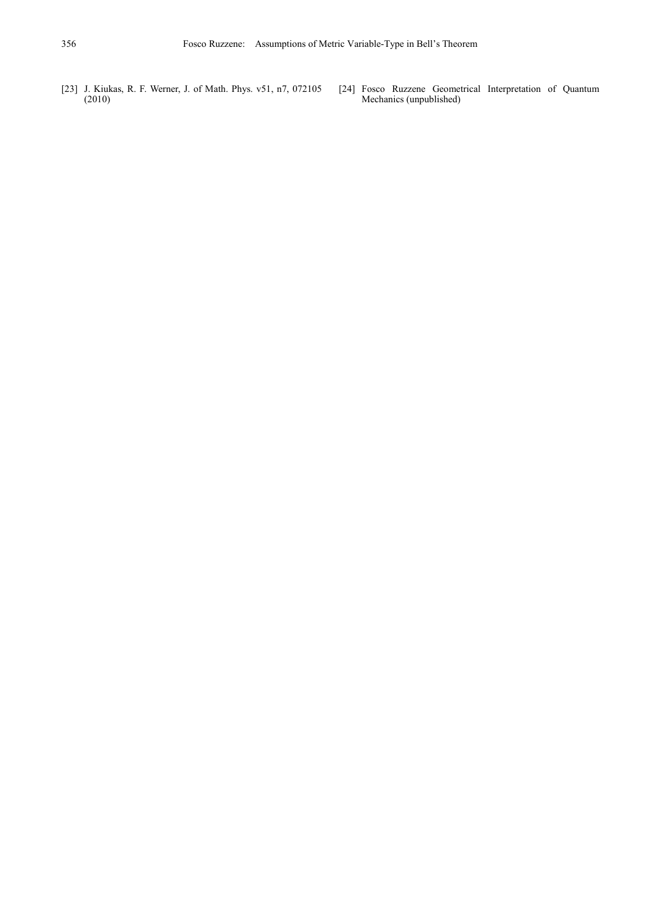[23] J. Kiukas, R. F. Werner, J. of Math. Phys. v51, n7, 072105 (2010)

[24] Fosco Ruzzene Geometrical Interpretation of Quantum Mechanics (unpublished)